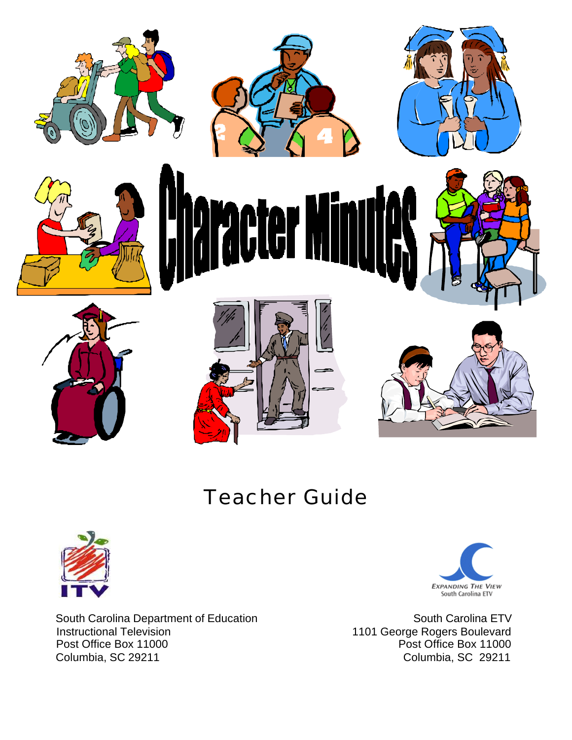# Character Minutes

## Teacher Guide

ITV

EXPANDING THE VIEW
South Carolina ETV

South Carolina Department of Education
Instructional Television
Post Office Box 11000
Columbia, SC 29211

South Carolina ETV
1101 George Rogers Boulevard
Post Office Box 11000
Columbia, SC 29211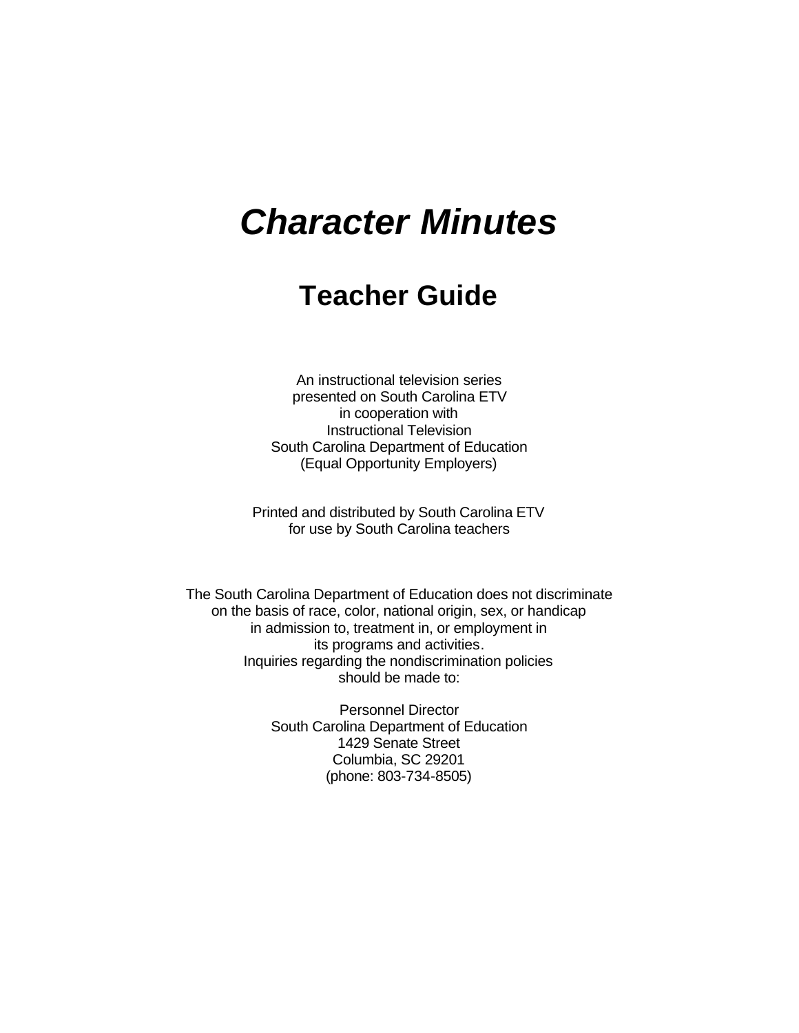# *Character Minutes*

## Teacher Guide

An instructional television series
presented on South Carolina ETV
in cooperation with
Instructional Television
South Carolina Department of Education
(Equal Opportunity Employers)

Printed and distributed by South Carolina ETV
for use by South Carolina teachers

The South Carolina Department of Education does not discriminate
on the basis of race, color, national origin, sex, or handicap
in admission to, treatment in, or employment in
its programs and activities.
Inquiries regarding the nondiscrimination policies
should be made to:

Personnel Director
South Carolina Department of Education
1429 Senate Street
Columbia, SC 29201
(phone: 803-734-8505)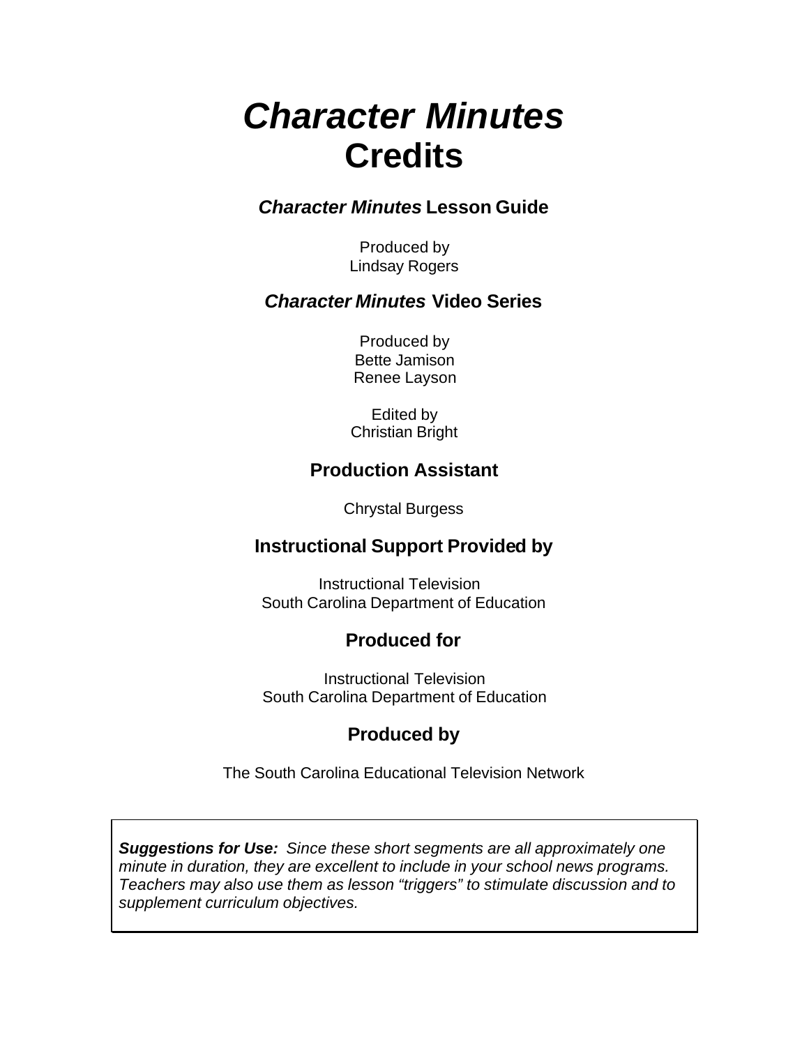# *Character Minutes* Credits

## *Character Minutes* Lesson Guide

Produced by
Lindsay Rogers

## *Character Minutes* Video Series

Produced by
Bette Jamison
Renee Layson

Edited by
Christian Bright

## Production Assistant

Chrystal Burgess

## Instructional Support Provided by

Instructional Television
South Carolina Department of Education

## Produced for

Instructional Television
South Carolina Department of Education

## Produced by

The South Carolina Educational Television Network

***Suggestions for Use:*** *Since these short segments are all approximately one minute in duration, they are excellent to include in your school news programs. Teachers may also use them as lesson "triggers" to stimulate discussion and to supplement curriculum objectives.*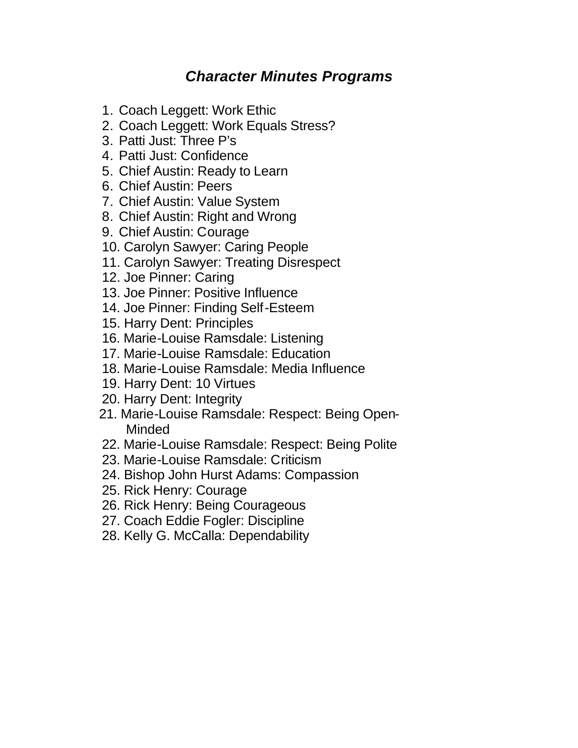## ***Character Minutes Programs***

1. Coach Leggett: Work Ethic
2. Coach Leggett: Work Equals Stress?
3. Patti Just: Three P's
4. Patti Just: Confidence
5. Chief Austin: Ready to Learn
6. Chief Austin: Peers
7. Chief Austin: Value System
8. Chief Austin: Right and Wrong
9. Chief Austin: Courage
10. Carolyn Sawyer: Caring People
11. Carolyn Sawyer: Treating Disrespect
12. Joe Pinner: Caring
13. Joe Pinner: Positive Influence
14. Joe Pinner: Finding Self-Esteem
15. Harry Dent: Principles
16. Marie-Louise Ramsdale: Listening
17. Marie-Louise Ramsdale: Education
18. Marie-Louise Ramsdale: Media Influence
19. Harry Dent: 10 Virtues
20. Harry Dent: Integrity
21. Marie-Louise Ramsdale: Respect: Being Open-Minded
22. Marie-Louise Ramsdale: Respect: Being Polite
23. Marie-Louise Ramsdale: Criticism
24. Bishop John Hurst Adams: Compassion
25. Rick Henry: Courage
26. Rick Henry: Being Courageous
27. Coach Eddie Fogler: Discipline
28. Kelly G. McCalla: Dependability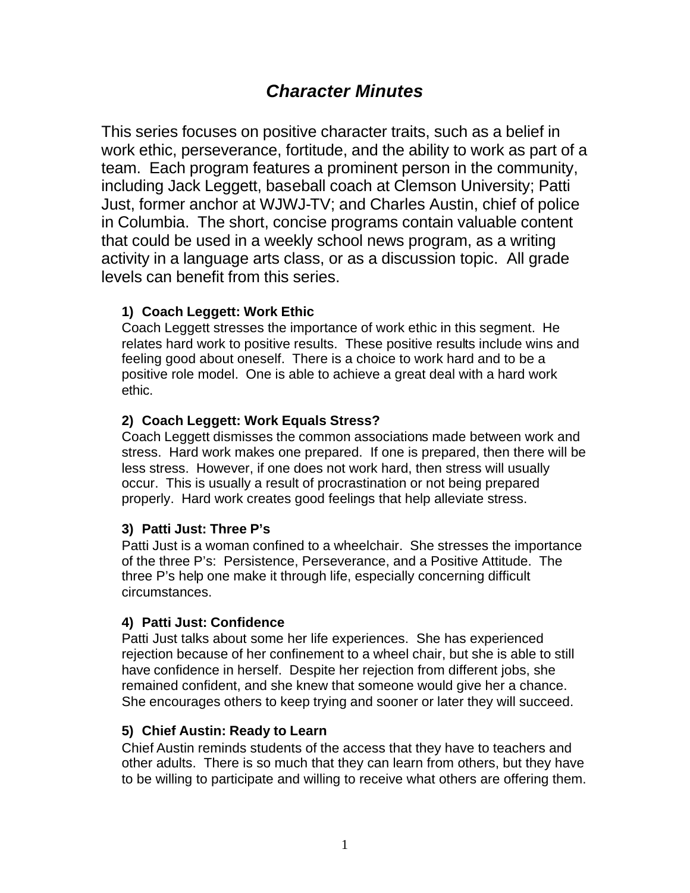# *Character Minutes*

This series focuses on positive character traits, such as a belief in work ethic, perseverance, fortitude, and the ability to work as part of a team. Each program features a prominent person in the community, including Jack Leggett, baseball coach at Clemson University; Patti Just, former anchor at WJWJ-TV; and Charles Austin, chief of police in Columbia. The short, concise programs contain valuable content that could be used in a weekly school news program, as a writing activity in a language arts class, or as a discussion topic. All grade levels can benefit from this series.

1) **Coach Leggett: Work Ethic**
   Coach Leggett stresses the importance of work ethic in this segment. He relates hard work to positive results. These positive results include wins and feeling good about oneself. There is a choice to work hard and to be a positive role model. One is able to achieve a great deal with a hard work ethic.

2) **Coach Leggett: Work Equals Stress?**
   Coach Leggett dismisses the common associations made between work and stress. Hard work makes one prepared. If one is prepared, then there will be less stress. However, if one does not work hard, then stress will usually occur. This is usually a result of procrastination or not being prepared properly. Hard work creates good feelings that help alleviate stress.

3) **Patti Just: Three P's**
   Patti Just is a woman confined to a wheelchair. She stresses the importance of the three P's: Persistence, Perseverance, and a Positive Attitude. The three P's help one make it through life, especially concerning difficult circumstances.

4) **Patti Just: Confidence**
   Patti Just talks about some her life experiences. She has experienced rejection because of her confinement to a wheel chair, but she is able to still have confidence in herself. Despite her rejection from different jobs, she remained confident, and she knew that someone would give her a chance. She encourages others to keep trying and sooner or later they will succeed.

5) **Chief Austin: Ready to Learn**
   Chief Austin reminds students of the access that they have to teachers and other adults. There is so much that they can learn from others, but they have to be willing to participate and willing to receive what others are offering them.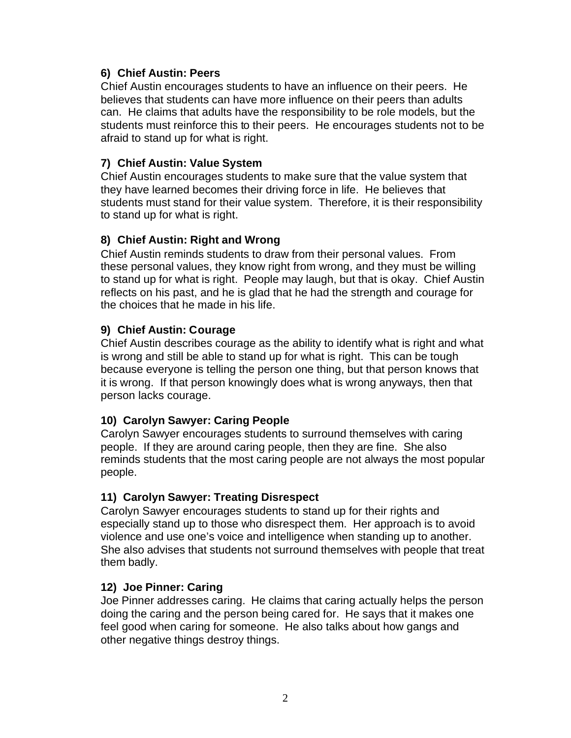**6) Chief Austin: Peers**

Chief Austin encourages students to have an influence on their peers. He believes that students can have more influence on their peers than adults can. He claims that adults have the responsibility to be role models, but the students must reinforce this to their peers. He encourages students not to be afraid to stand up for what is right.

**7) Chief Austin: Value System**

Chief Austin encourages students to make sure that the value system that they have learned becomes their driving force in life. He believes that students must stand for their value system. Therefore, it is their responsibility to stand up for what is right.

**8) Chief Austin: Right and Wrong**

Chief Austin reminds students to draw from their personal values. From these personal values, they know right from wrong, and they must be willing to stand up for what is right. People may laugh, but that is okay. Chief Austin reflects on his past, and he is glad that he had the strength and courage for the choices that he made in his life.

**9) Chief Austin: Courage**

Chief Austin describes courage as the ability to identify what is right and what is wrong and still be able to stand up for what is right. This can be tough because everyone is telling the person one thing, but that person knows that it is wrong. If that person knowingly does what is wrong anyways, then that person lacks courage.

**10) Carolyn Sawyer: Caring People**

Carolyn Sawyer encourages students to surround themselves with caring people. If they are around caring people, then they are fine. She also reminds students that the most caring people are not always the most popular people.

**11) Carolyn Sawyer: Treating Disrespect**

Carolyn Sawyer encourages students to stand up for their rights and especially stand up to those who disrespect them. Her approach is to avoid violence and use one's voice and intelligence when standing up to another. She also advises that students not surround themselves with people that treat them badly.

**12) Joe Pinner: Caring**

Joe Pinner addresses caring. He claims that caring actually helps the person doing the caring and the person being cared for. He says that it makes one feel good when caring for someone. He also talks about how gangs and other negative things destroy things.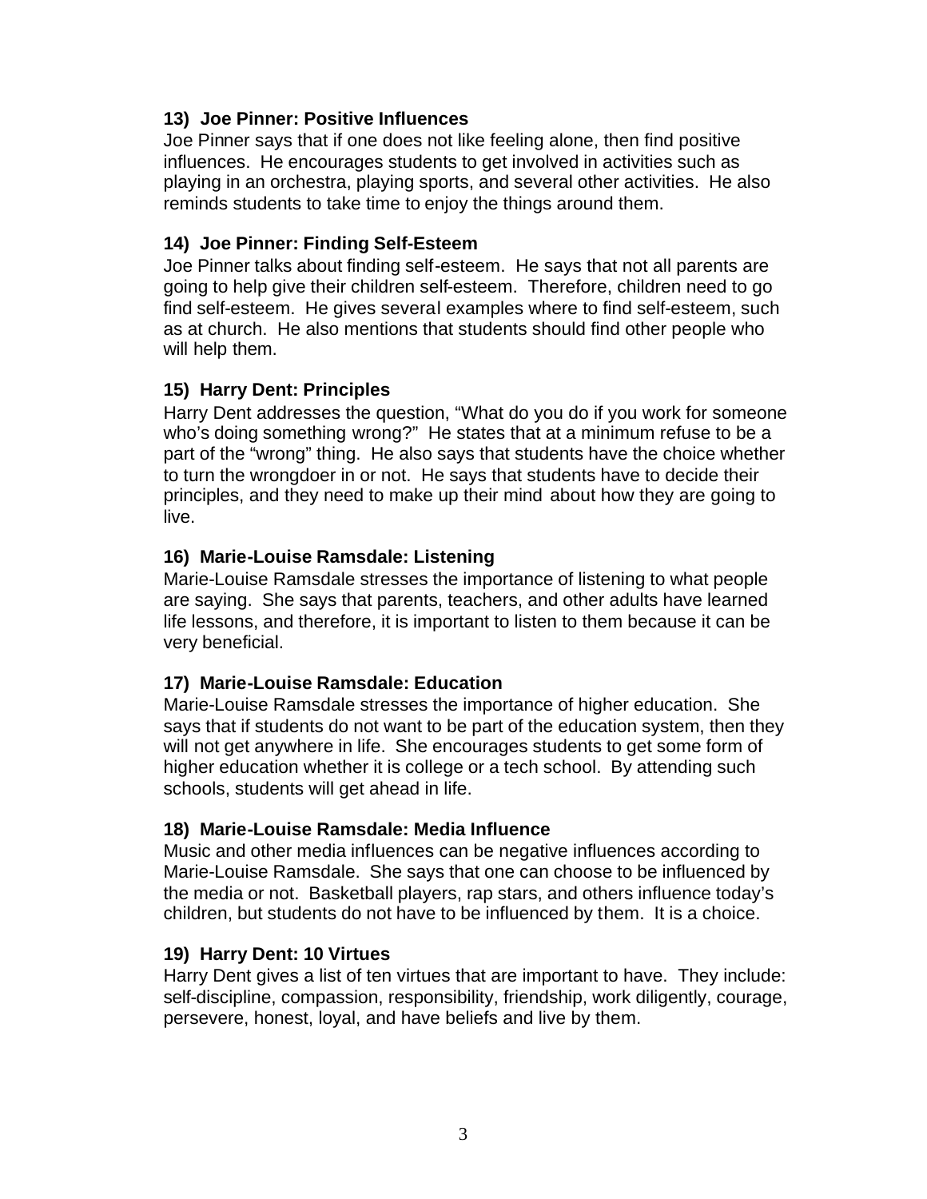**13) Joe Pinner: Positive Influences**

Joe Pinner says that if one does not like feeling alone, then find positive influences. He encourages students to get involved in activities such as playing in an orchestra, playing sports, and several other activities. He also reminds students to take time to enjoy the things around them.

**14) Joe Pinner: Finding Self-Esteem**

Joe Pinner talks about finding self-esteem. He says that not all parents are going to help give their children self-esteem. Therefore, children need to go find self-esteem. He gives several examples where to find self-esteem, such as at church. He also mentions that students should find other people who will help them.

**15) Harry Dent: Principles**

Harry Dent addresses the question, "What do you do if you work for someone who's doing something wrong?" He states that at a minimum refuse to be a part of the "wrong" thing. He also says that students have the choice whether to turn the wrongdoer in or not. He says that students have to decide their principles, and they need to make up their mind about how they are going to live.

**16) Marie-Louise Ramsdale: Listening**

Marie-Louise Ramsdale stresses the importance of listening to what people are saying. She says that parents, teachers, and other adults have learned life lessons, and therefore, it is important to listen to them because it can be very beneficial.

**17) Marie-Louise Ramsdale: Education**

Marie-Louise Ramsdale stresses the importance of higher education. She says that if students do not want to be part of the education system, then they will not get anywhere in life. She encourages students to get some form of higher education whether it is college or a tech school. By attending such schools, students will get ahead in life.

**18) Marie-Louise Ramsdale: Media Influence**

Music and other media influences can be negative influences according to Marie-Louise Ramsdale. She says that one can choose to be influenced by the media or not. Basketball players, rap stars, and others influence today's children, but students do not have to be influenced by them. It is a choice.

**19) Harry Dent: 10 Virtues**

Harry Dent gives a list of ten virtues that are important to have. They include: self-discipline, compassion, responsibility, friendship, work diligently, courage, persevere, honest, loyal, and have beliefs and live by them.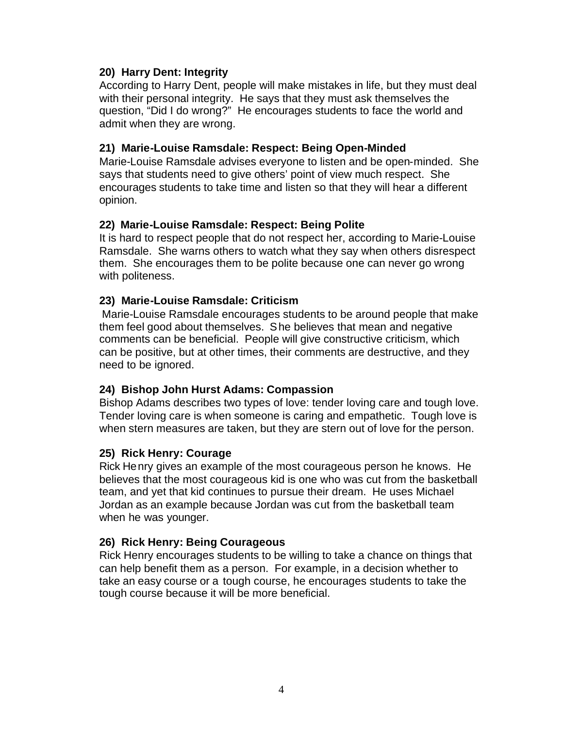**20) Harry Dent: Integrity**

According to Harry Dent, people will make mistakes in life, but they must deal with their personal integrity. He says that they must ask themselves the question, "Did I do wrong?" He encourages students to face the world and admit when they are wrong.

**21) Marie-Louise Ramsdale: Respect: Being Open-Minded**

Marie-Louise Ramsdale advises everyone to listen and be open-minded. She says that students need to give others' point of view much respect. She encourages students to take time and listen so that they will hear a different opinion.

**22) Marie-Louise Ramsdale: Respect: Being Polite**

It is hard to respect people that do not respect her, according to Marie-Louise Ramsdale. She warns others to watch what they say when others disrespect them. She encourages them to be polite because one can never go wrong with politeness.

**23) Marie-Louise Ramsdale: Criticism**

Marie-Louise Ramsdale encourages students to be around people that make them feel good about themselves. She believes that mean and negative comments can be beneficial. People will give constructive criticism, which can be positive, but at other times, their comments are destructive, and they need to be ignored.

**24) Bishop John Hurst Adams: Compassion**

Bishop Adams describes two types of love: tender loving care and tough love. Tender loving care is when someone is caring and empathetic. Tough love is when stern measures are taken, but they are stern out of love for the person.

**25) Rick Henry: Courage**

Rick Henry gives an example of the most courageous person he knows. He believes that the most courageous kid is one who was cut from the basketball team, and yet that kid continues to pursue their dream. He uses Michael Jordan as an example because Jordan was cut from the basketball team when he was younger.

**26) Rick Henry: Being Courageous**

Rick Henry encourages students to be willing to take a chance on things that can help benefit them as a person. For example, in a decision whether to take an easy course or a tough course, he encourages students to take the tough course because it will be more beneficial.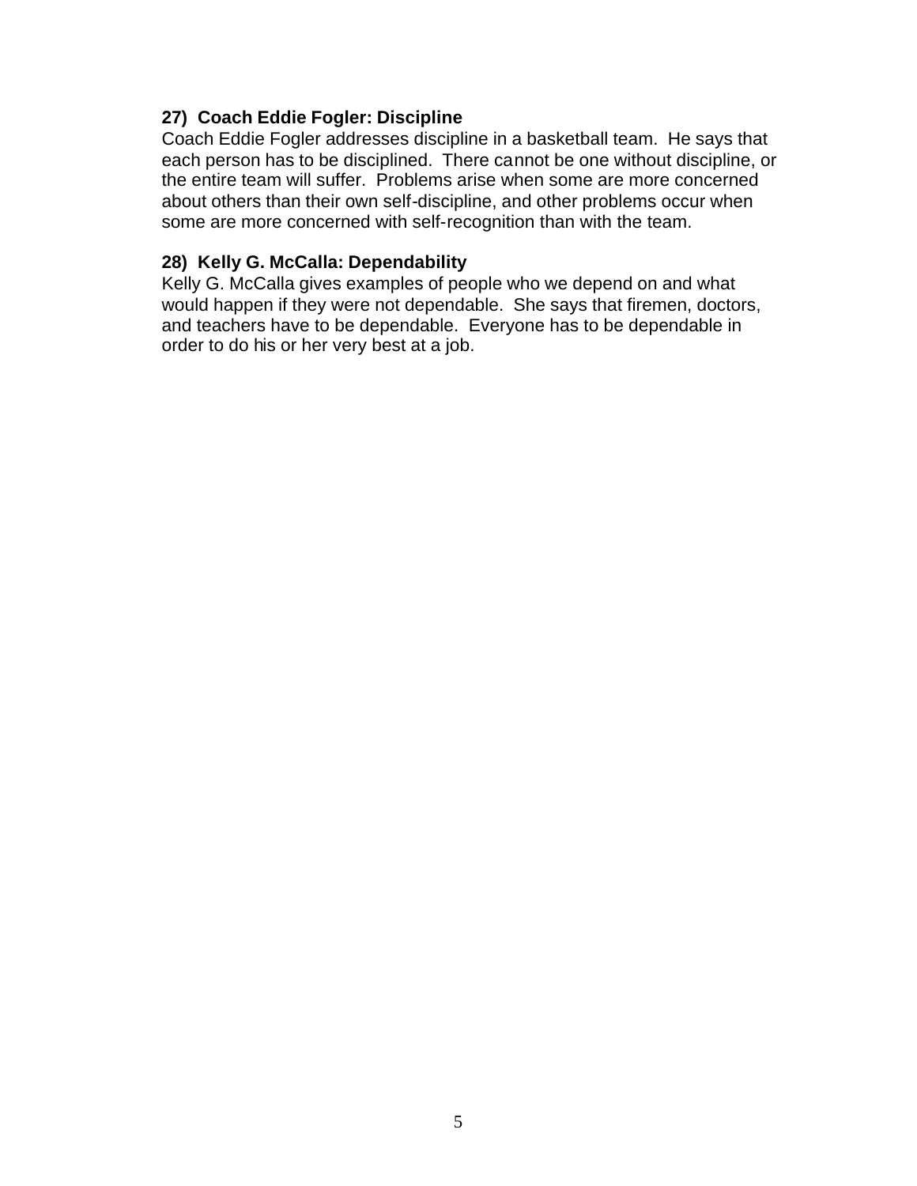**27) Coach Eddie Fogler: Discipline**

Coach Eddie Fogler addresses discipline in a basketball team. He says that each person has to be disciplined. There cannot be one without discipline, or the entire team will suffer. Problems arise when some are more concerned about others than their own self-discipline, and other problems occur when some are more concerned with self-recognition than with the team.

**28) Kelly G. McCalla: Dependability**

Kelly G. McCalla gives examples of people who we depend on and what would happen if they were not dependable. She says that firemen, doctors, and teachers have to be dependable. Everyone has to be dependable in order to do his or her very best at a job.